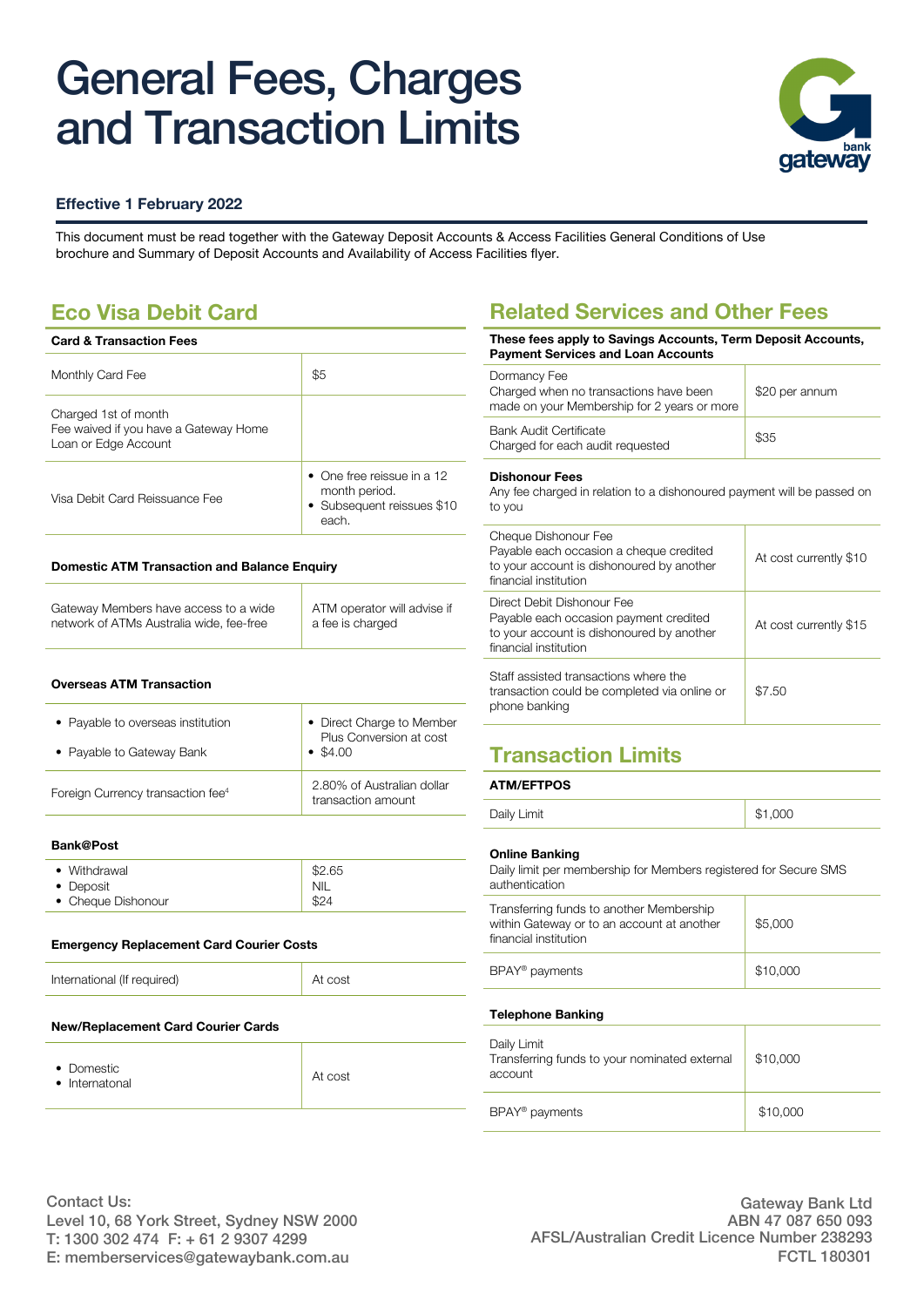# General Fees, Charges and Transaction Limits

**Effective 1 February 2022**

This document must be read together with the Gateway Deposit Accounts & Access Facilities General Conditions of Use brochure and Summary of Deposit Accounts and Availability of Access Facilities flyer.

## Eco Visa Debit Card

| Card & Transaction Fees | |
|---|---|
| Monthly Card Fee | $5 |
| Charged 1st of month<br>Fee waived if you have a Gateway Home Loan or Edge Account | |
| Visa Debit Card Reissuance Fee | • One free reissue in a 12 month period.<br>• Subsequent reissues $10 each. |

**Domestic ATM Transaction and Balance Enquiry**

| | |
|---|---|
| Gateway Members have access to a wide network of ATMs Australia wide, fee-free | ATM operator will advise if a fee is charged |

**Overseas ATM Transaction**

| | |
|---|---|
| • Payable to overseas institution<br>• Payable to Gateway Bank | • Direct Charge to Member Plus Conversion at cost<br>• $4.00 |
| Foreign Currency transaction fee[4] | 2.80% of Australian dollar transaction amount |

**Bank@Post**

| | |
|---|---|
| • Withdrawal<br>• Deposit<br>• Cheque Dishonour | $2.65<br>NIL<br>$24 |

**Emergency Replacement Card Courier Costs**

| | |
|---|---|
| International (If required) | At cost |

**New/Replacement Card Courier Cards**

| | |
|---|---|
| • Domestic<br>• Internatonal | At cost |

## Related Services and Other Fees

| These fees apply to Savings Accounts, Term Deposit Accounts, Payment Services and Loan Accounts | |
|---|---|
| Dormancy Fee<br>Charged when no transactions have been made on your Membership for 2 years or more | $20 per annum |
| Bank Audit Certificate<br>Charged for each audit requested | $35 |

**Dishonour Fees**

Any fee charged in relation to a dishonoured payment will be passed on to you

| | |
|---|---|
| Cheque Dishonour Fee<br>Payable each occasion a cheque credited to your account is dishonoured by another financial institution | At cost currently $10 |
| Direct Debit Dishonour Fee<br>Payable each occasion payment credited to your account is dishonoured by another financial institution | At cost currently $15 |
| Staff assisted transactions where the transaction could be completed via online or phone banking | $7.50 |

## Transaction Limits

**ATM/EFTPOS**

| | |
|---|---|
| Daily Limit | $1,000 |

**Online Banking**

Daily limit per membership for Members registered for Secure SMS authentication

| | |
|---|---|
| Transferring funds to another Membership within Gateway or to an account at another financial institution | $5,000 |
| BPAY® payments | $10,000 |

**Telephone Banking**

| | |
|---|---|
| Daily Limit<br>Transferring funds to your nominated external account | $10,000 |
| BPAY® payments | $10,000 |

Contact Us:
Level 10, 68 York Street, Sydney NSW 2000
T: 1300 302 474 F: + 61 2 9307 4299
E: memberservices@gatewaybank.com.au

Gateway Bank Ltd
ABN 47 087 650 093
AFSL/Australian Credit Licence Number 238293
FCTL 180301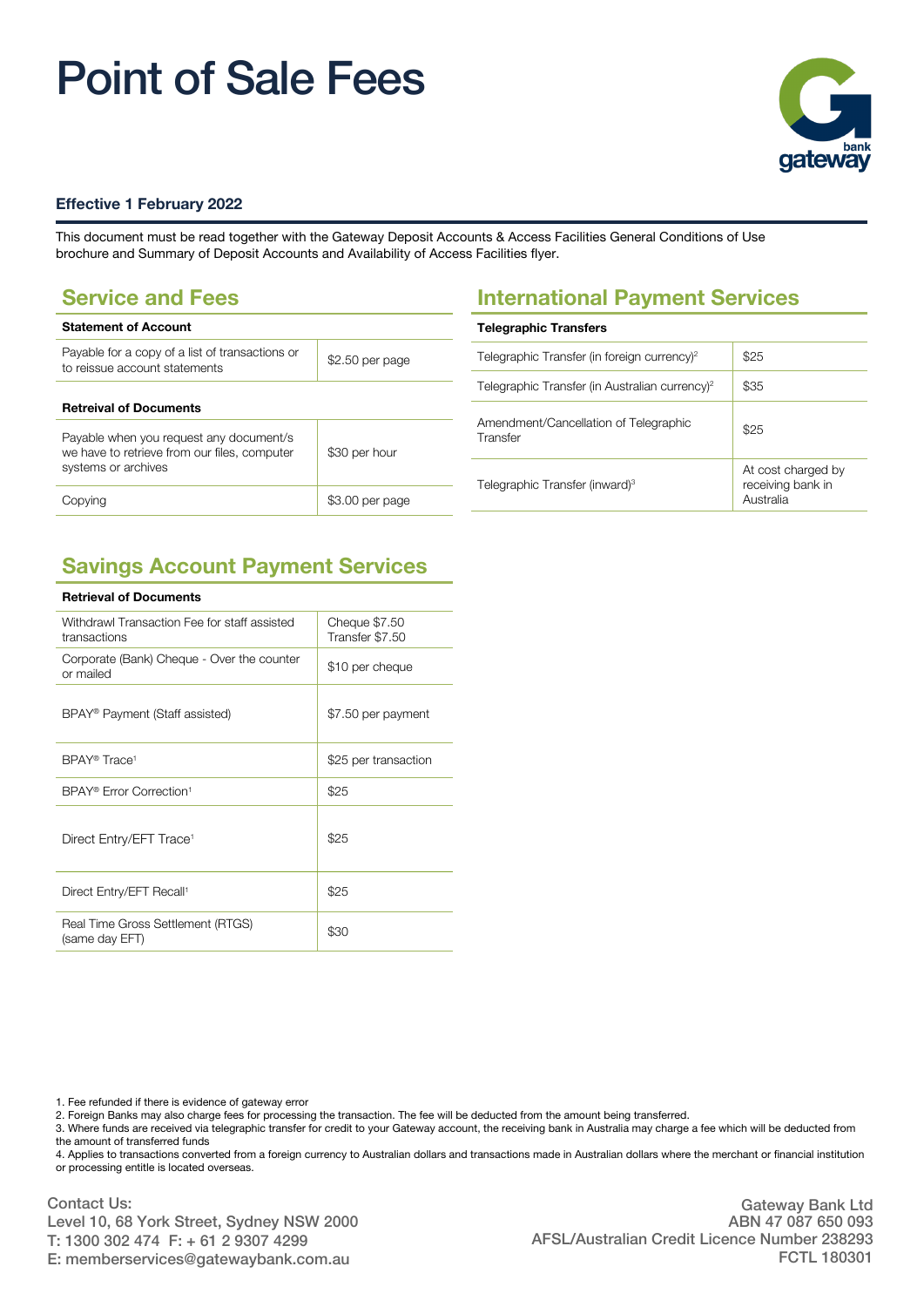# Point of Sale Fees

**Effective 1 February 2022**

This document must be read together with the Gateway Deposit Accounts & Access Facilities General Conditions of Use brochure and Summary of Deposit Accounts and Availability of Access Facilities flyer.

## Service and Fees

| **Statement of Account** | |
|---|---|
| Payable for a copy of a list of transactions or to reissue account statements | $2.50 per page |
| **Retreival of Documents** | |
| Payable when you request any document/s we have to retrieve from our files, computer systems or archives | $30 per hour |
| Copying | $3.00 per page |

## Savings Account Payment Services

| **Retrieval of Documents** | |
|---|---|
| Withdrawl Transaction Fee for staff assisted transactions | Cheque $7.50<br>Transfer $7.50 |
| Corporate (Bank) Cheque - Over the counter or mailed | $10 per cheque |
| BPAY® Payment (Staff assisted) | $7.50 per payment |
| BPAY® Trace[1] | $25 per transaction |
| BPAY® Error Correction[1] | $25 |
| Direct Entry/EFT Trace[1] | $25 |
| Direct Entry/EFT Recall[1] | $25 |
| Real Time Gross Settlement (RTGS) (same day EFT) | $30 |

## International Payment Services

| **Telegraphic Transfers** | |
|---|---|
| Telegraphic Transfer (in foreign currency)[2] | $25 |
| Telegraphic Transfer (in Australian currency)[2] | $35 |
| Amendment/Cancellation of Telegraphic Transfer | $25 |
| Telegraphic Transfer (inward)[3] | At cost charged by receiving bank in Australia |

1. Fee refunded if there is evidence of gateway error
2. Foreign Banks may also charge fees for processing the transaction. The fee will be deducted from the amount being transferred.
3. Where funds are received via telegraphic transfer for credit to your Gateway account, the receiving bank in Australia may charge a fee which will be deducted from the amount of transferred funds
4. Applies to transactions converted from a foreign currency to Australian dollars and transactions made in Australian dollars where the merchant or financial institution or processing entitle is located overseas.

Contact Us:
Level 10, 68 York Street, Sydney NSW 2000
T: 1300 302 474 F: + 61 2 9307 4299
E: memberservices@gatewaybank.com.au

Gateway Bank Ltd
ABN 47 087 650 093
AFSL/Australian Credit Licence Number 238293
FCTL 180301